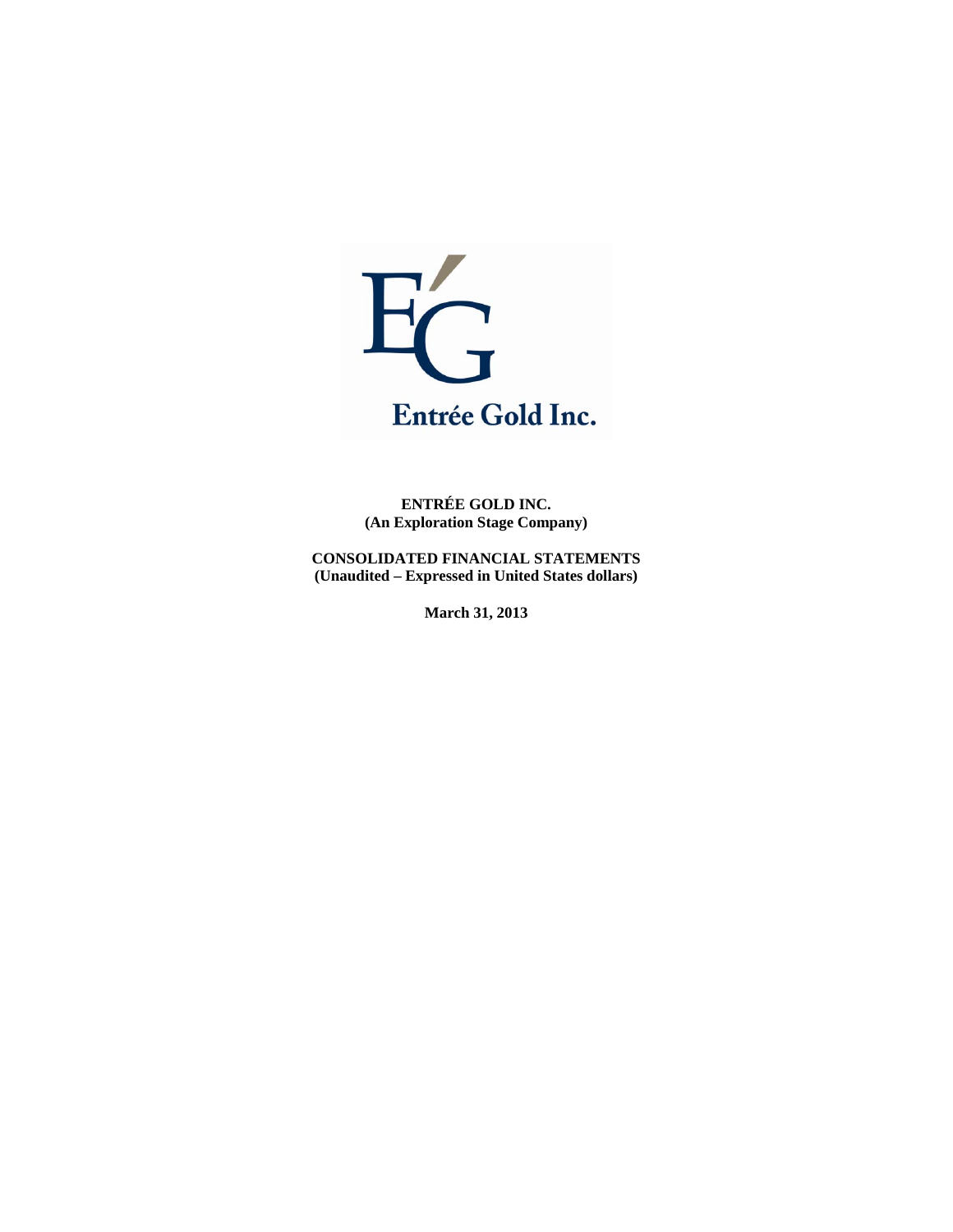Entrée Gold Inc.

**ENTRÉE GOLD INC.**
**(An Exploration Stage Company)**

**CONSOLIDATED FINANCIAL STATEMENTS**
**(Unaudited – Expressed in United States dollars)**

**March 31, 2013**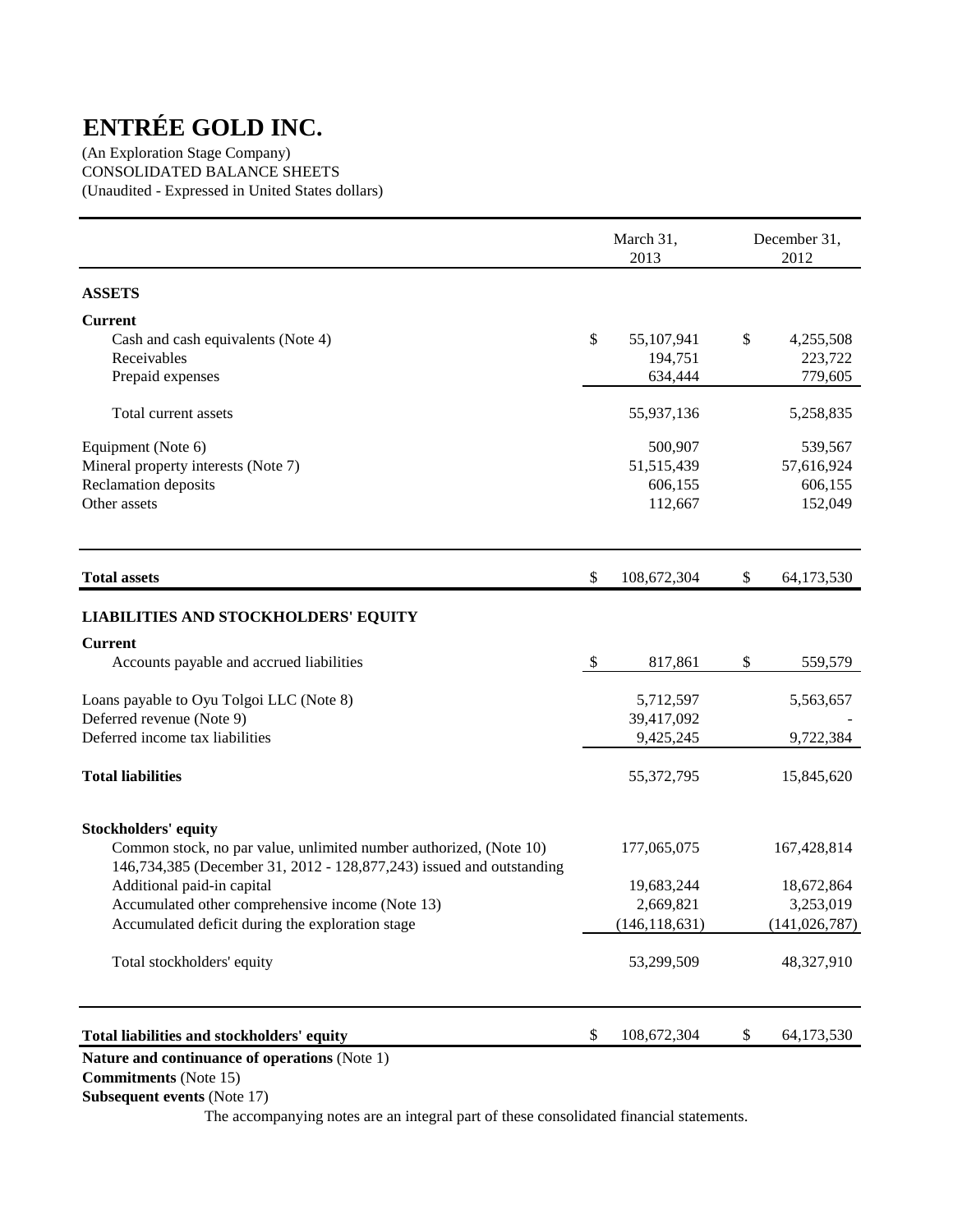# ENTRÉE GOLD INC.

(An Exploration Stage Company)
CONSOLIDATED BALANCE SHEETS
(Unaudited - Expressed in United States dollars)

| | March 31, 2013 | December 31, 2012 |
|---|---|---|
| **ASSETS** | | |
| **Current** | | |
| Cash and cash equivalents (Note 4) | $ 55,107,941 | $ 4,255,508 |
| Receivables | 194,751 | 223,722 |
| Prepaid expenses | 634,444 | 779,605 |
| Total current assets | 55,937,136 | 5,258,835 |
| Equipment (Note 6) | 500,907 | 539,567 |
| Mineral property interests (Note 7) | 51,515,439 | 57,616,924 |
| Reclamation deposits | 606,155 | 606,155 |
| Other assets | 112,667 | 152,049 |
| **Total assets** | $ 108,672,304 | $ 64,173,530 |
| **LIABILITIES AND STOCKHOLDERS' EQUITY** | | |
| **Current** | | |
| Accounts payable and accrued liabilities | $ 817,861 | $ 559,579 |
| Loans payable to Oyu Tolgoi LLC (Note 8) | 5,712,597 | 5,563,657 |
| Deferred revenue (Note 9) | 39,417,092 | - |
| Deferred income tax liabilities | 9,425,245 | 9,722,384 |
| **Total liabilities** | 55,372,795 | 15,845,620 |
| **Stockholders' equity** | | |
| Common stock, no par value, unlimited number authorized, (Note 10) 146,734,385 (December 31, 2012 - 128,877,243) issued and outstanding | 177,065,075 | 167,428,814 |
| Additional paid-in capital | 19,683,244 | 18,672,864 |
| Accumulated other comprehensive income (Note 13) | 2,669,821 | 3,253,019 |
| Accumulated deficit during the exploration stage | (146,118,631) | (141,026,787) |
| Total stockholders' equity | 53,299,509 | 48,327,910 |
| **Total liabilities and stockholders' equity** | $ 108,672,304 | $ 64,173,530 |

**Nature and continuance of operations** (Note 1)
**Commitments** (Note 15)
**Subsequent events** (Note 17)

The accompanying notes are an integral part of these consolidated financial statements.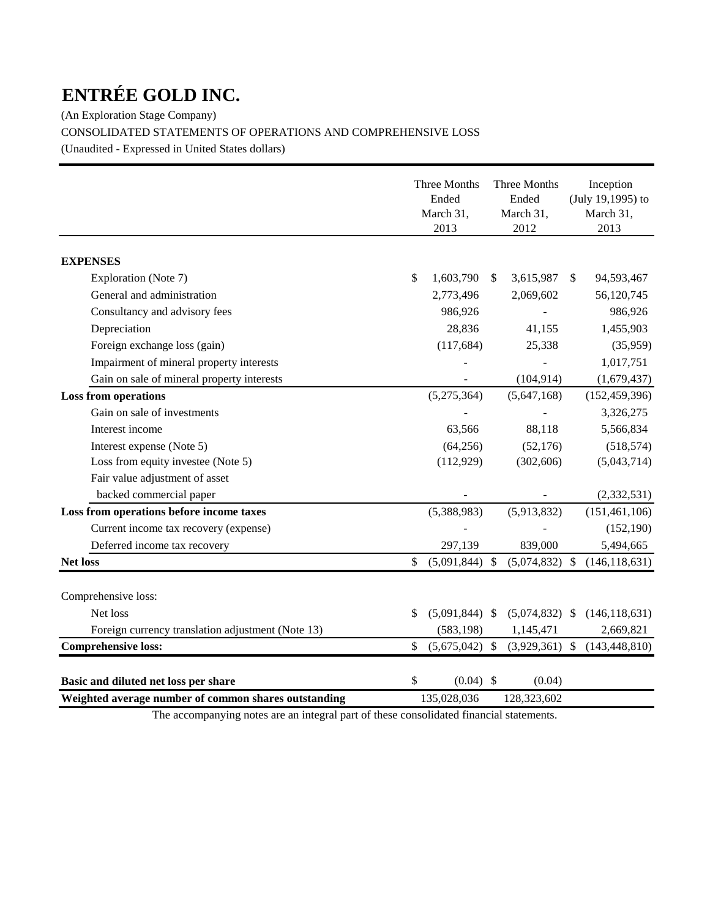# ENTRÉE GOLD INC.

(An Exploration Stage Company)

CONSOLIDATED STATEMENTS OF OPERATIONS AND COMPREHENSIVE LOSS

(Unaudited - Expressed in United States dollars)

| | Three Months Ended March 31, 2013 | Three Months Ended March 31, 2012 | Inception (July 19,1995) to March 31, 2013 |
|---|---|---|---|
| **EXPENSES** | | | |
| Exploration (Note 7) | $ 1,603,790 | $ 3,615,987 | $ 94,593,467 |
| General and administration | 2,773,496 | 2,069,602 | 56,120,745 |
| Consultancy and advisory fees | 986,926 | - | 986,926 |
| Depreciation | 28,836 | 41,155 | 1,455,903 |
| Foreign exchange loss (gain) | (117,684) | 25,338 | (35,959) |
| Impairment of mineral property interests | - | - | 1,017,751 |
| Gain on sale of mineral property interests | - | (104,914) | (1,679,437) |
| **Loss from operations** | (5,275,364) | (5,647,168) | (152,459,396) |
| Gain on sale of investments | - | - | 3,326,275 |
| Interest income | 63,566 | 88,118 | 5,566,834 |
| Interest expense (Note 5) | (64,256) | (52,176) | (518,574) |
| Loss from equity investee (Note 5) | (112,929) | (302,606) | (5,043,714) |
| Fair value adjustment of asset backed commercial paper | - | - | (2,332,531) |
| **Loss from operations before income taxes** | (5,388,983) | (5,913,832) | (151,461,106) |
| Current income tax recovery (expense) | - | - | (152,190) |
| Deferred income tax recovery | 297,139 | 839,000 | 5,494,665 |
| **Net loss** | $ (5,091,844) | $ (5,074,832) | $ (146,118,631) |
| Comprehensive loss: | | | |
| Net loss | $ (5,091,844) | $ (5,074,832) | $ (146,118,631) |
| Foreign currency translation adjustment (Note 13) | (583,198) | 1,145,471 | 2,669,821 |
| **Comprehensive loss:** | $ (5,675,042) | $ (3,929,361) | $ (143,448,810) |
| **Basic and diluted net loss per share** | $ (0.04) | $ (0.04) | |
| **Weighted average number of common shares outstanding** | 135,028,036 | 128,323,602 | |

The accompanying notes are an integral part of these consolidated financial statements.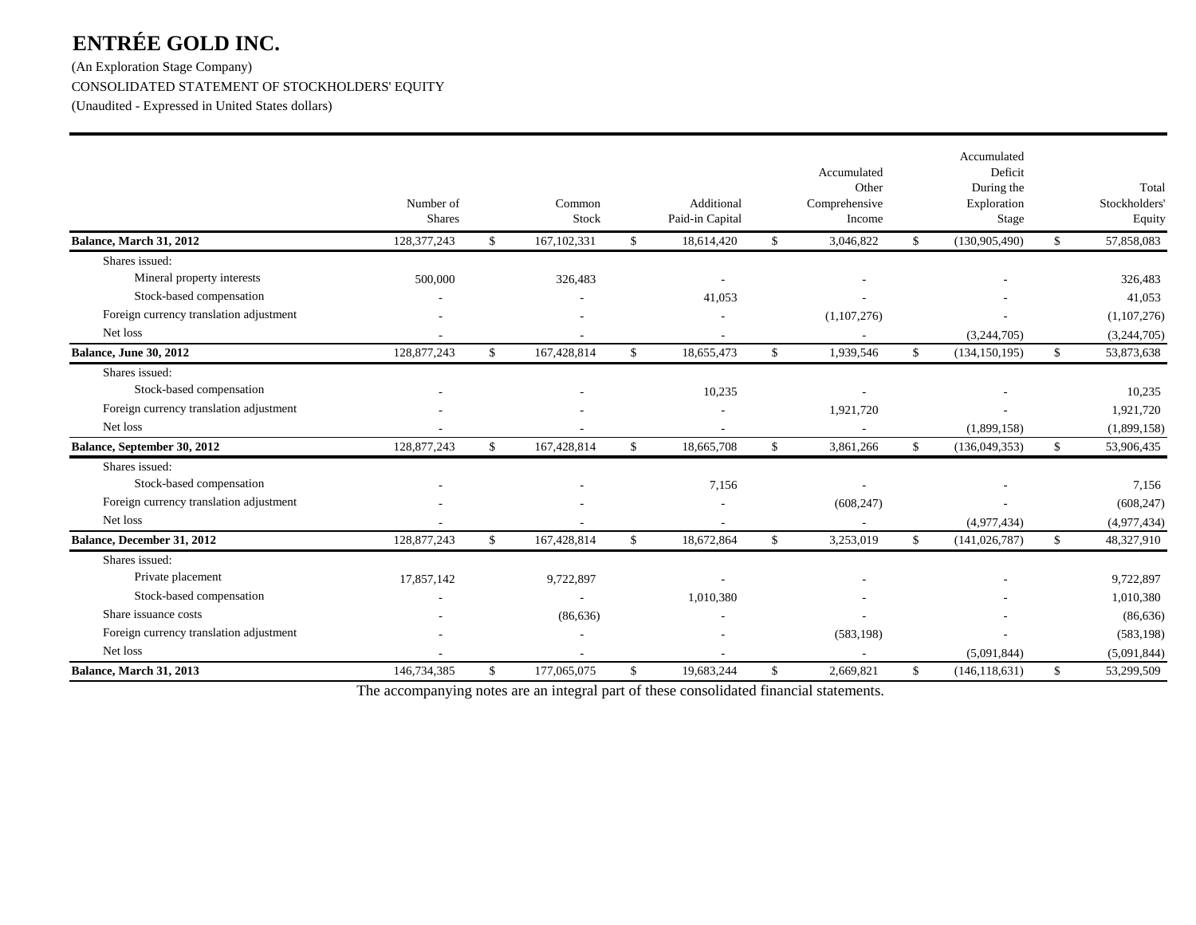# ENTRÉE GOLD INC.

(An Exploration Stage Company)

CONSOLIDATED STATEMENT OF STOCKHOLDERS' EQUITY

(Unaudited - Expressed in United States dollars)

| | Number of Shares | Common Stock | Additional Paid-in Capital | Accumulated Other Comprehensive Income | Accumulated Deficit During the Exploration Stage | Total Stockholders' Equity |
|---|---|---|---|---|---|---|
| **Balance, March 31, 2012** | 128,377,243 | $ 167,102,331 | $ 18,614,420 | $ 3,046,822 | $ (130,905,490) | $ 57,858,083 |
| Shares issued: | | | | | | |
| Mineral property interests | 500,000 | 326,483 | - | - | - | 326,483 |
| Stock-based compensation | - | - | 41,053 | - | - | 41,053 |
| Foreign currency translation adjustment | - | - | - | (1,107,276) | - | (1,107,276) |
| Net loss | - | - | - | - | (3,244,705) | (3,244,705) |
| **Balance, June 30, 2012** | 128,877,243 | $ 167,428,814 | $ 18,655,473 | $ 1,939,546 | $ (134,150,195) | $ 53,873,638 |
| Shares issued: | | | | | | |
| Stock-based compensation | - | - | 10,235 | - | - | 10,235 |
| Foreign currency translation adjustment | - | - | - | 1,921,720 | - | 1,921,720 |
| Net loss | - | - | - | - | (1,899,158) | (1,899,158) |
| **Balance, September 30, 2012** | 128,877,243 | $ 167,428,814 | $ 18,665,708 | $ 3,861,266 | $ (136,049,353) | $ 53,906,435 |
| Shares issued: | | | | | | |
| Stock-based compensation | - | - | 7,156 | - | - | 7,156 |
| Foreign currency translation adjustment | - | - | - | (608,247) | - | (608,247) |
| Net loss | - | - | - | - | (4,977,434) | (4,977,434) |
| **Balance, December 31, 2012** | 128,877,243 | $ 167,428,814 | $ 18,672,864 | $ 3,253,019 | $ (141,026,787) | $ 48,327,910 |
| Shares issued: | | | | | | |
| Private placement | 17,857,142 | 9,722,897 | - | - | - | 9,722,897 |
| Stock-based compensation | - | - | 1,010,380 | - | - | 1,010,380 |
| Share issuance costs | - | (86,636) | - | - | - | (86,636) |
| Foreign currency translation adjustment | - | - | - | (583,198) | - | (583,198) |
| Net loss | - | - | - | - | (5,091,844) | (5,091,844) |
| **Balance, March 31, 2013** | 146,734,385 | $ 177,065,075 | $ 19,683,244 | $ 2,669,821 | $ (146,118,631) | $ 53,299,509 |

The accompanying notes are an integral part of these consolidated financial statements.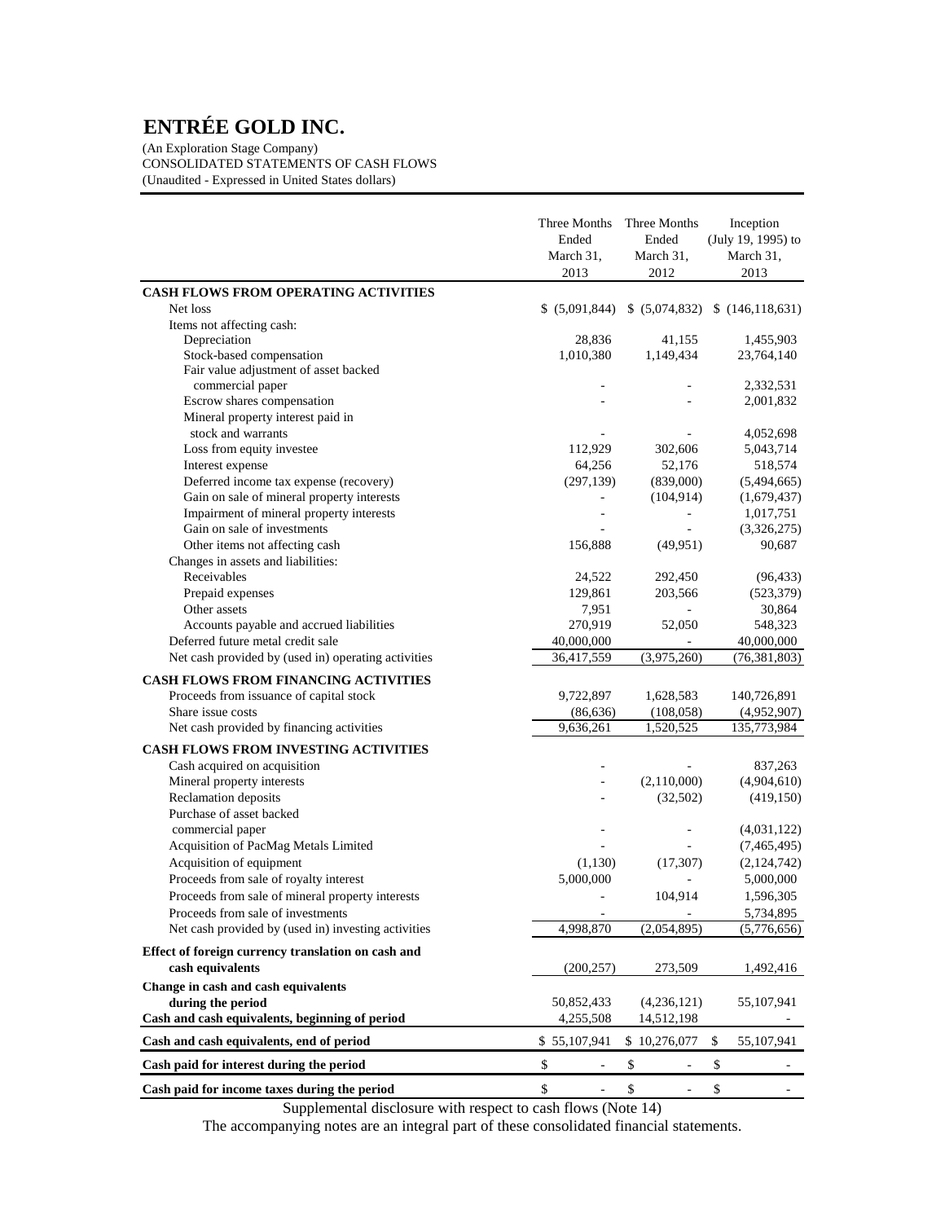# ENTRÉE GOLD INC.

(An Exploration Stage Company)
CONSOLIDATED STATEMENTS OF CASH FLOWS
(Unaudited - Expressed in United States dollars)

| | Three Months Ended March 31, 2013 | Three Months Ended March 31, 2012 | Inception (July 19, 1995) to March 31, 2013 |
|---|---|---|---|
| **CASH FLOWS FROM OPERATING ACTIVITIES** | | | |
| Net loss | $ (5,091,844) | $ (5,074,832) | $ (146,118,631) |
| Items not affecting cash: | | | |
| Depreciation | 28,836 | 41,155 | 1,455,903 |
| Stock-based compensation | 1,010,380 | 1,149,434 | 23,764,140 |
| Fair value adjustment of asset backed commercial paper | - | - | 2,332,531 |
| Escrow shares compensation | - | - | 2,001,832 |
| Mineral property interest paid in stock and warrants | - | - | 4,052,698 |
| Loss from equity investee | 112,929 | 302,606 | 5,043,714 |
| Interest expense | 64,256 | 52,176 | 518,574 |
| Deferred income tax expense (recovery) | (297,139) | (839,000) | (5,494,665) |
| Gain on sale of mineral property interests | - | (104,914) | (1,679,437) |
| Impairment of mineral property interests | - | - | 1,017,751 |
| Gain on sale of investments | - | - | (3,326,275) |
| Other items not affecting cash | 156,888 | (49,951) | 90,687 |
| Changes in assets and liabilities: | | | |
| Receivables | 24,522 | 292,450 | (96,433) |
| Prepaid expenses | 129,861 | 203,566 | (523,379) |
| Other assets | 7,951 | - | 30,864 |
| Accounts payable and accrued liabilities | 270,919 | 52,050 | 548,323 |
| Deferred future metal credit sale | 40,000,000 | - | 40,000,000 |
| Net cash provided by (used in) operating activities | 36,417,559 | (3,975,260) | (76,381,803) |
| **CASH FLOWS FROM FINANCING ACTIVITIES** | | | |
| Proceeds from issuance of capital stock | 9,722,897 | 1,628,583 | 140,726,891 |
| Share issue costs | (86,636) | (108,058) | (4,952,907) |
| Net cash provided by financing activities | 9,636,261 | 1,520,525 | 135,773,984 |
| **CASH FLOWS FROM INVESTING ACTIVITIES** | | | |
| Cash acquired on acquisition | - | - | 837,263 |
| Mineral property interests | - | (2,110,000) | (4,904,610) |
| Reclamation deposits | - | (32,502) | (419,150) |
| Purchase of asset backed commercial paper | - | - | (4,031,122) |
| Acquisition of PacMag Metals Limited | - | - | (7,465,495) |
| Acquisition of equipment | (1,130) | (17,307) | (2,124,742) |
| Proceeds from sale of royalty interest | 5,000,000 | - | 5,000,000 |
| Proceeds from sale of mineral property interests | - | 104,914 | 1,596,305 |
| Proceeds from sale of investments | - | - | 5,734,895 |
| Net cash provided by (used in) investing activities | 4,998,870 | (2,054,895) | (5,776,656) |
| **Effect of foreign currency translation on cash and cash equivalents** | (200,257) | 273,509 | 1,492,416 |
| **Change in cash and cash equivalents during the period** | 50,852,433 | (4,236,121) | 55,107,941 |
| **Cash and cash equivalents, beginning of period** | 4,255,508 | 14,512,198 | - |
| **Cash and cash equivalents, end of period** | $ 55,107,941 | $ 10,276,077 | $ 55,107,941 |
| **Cash paid for interest during the period** | $ - | $ - | $ - |
| **Cash paid for income taxes during the period** | $ - | $ - | $ - |

Supplemental disclosure with respect to cash flows (Note 14)

The accompanying notes are an integral part of these consolidated financial statements.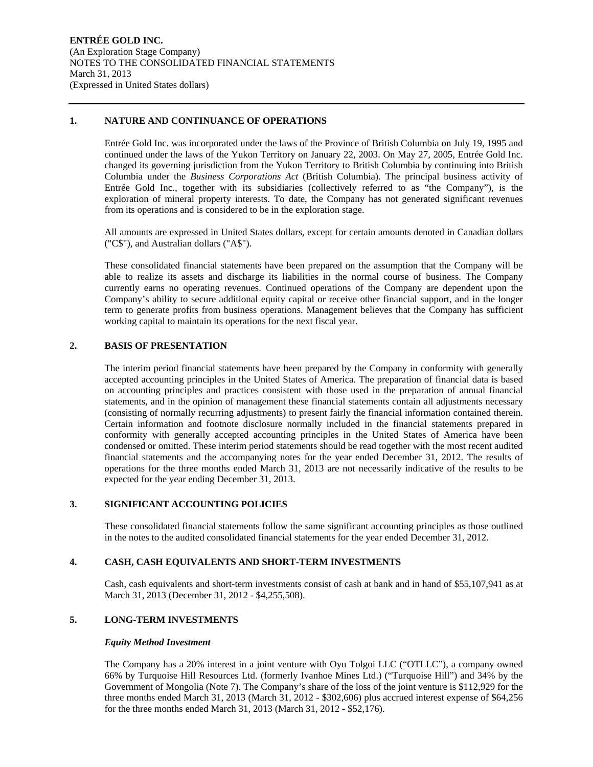**ENTRÉE GOLD INC.**
(An Exploration Stage Company)
NOTES TO THE CONSOLIDATED FINANCIAL STATEMENTS
March 31, 2013
(Expressed in United States dollars)

## 1. NATURE AND CONTINUANCE OF OPERATIONS

Entrée Gold Inc. was incorporated under the laws of the Province of British Columbia on July 19, 1995 and continued under the laws of the Yukon Territory on January 22, 2003. On May 27, 2005, Entrée Gold Inc. changed its governing jurisdiction from the Yukon Territory to British Columbia by continuing into British Columbia under the *Business Corporations Act* (British Columbia). The principal business activity of Entrée Gold Inc., together with its subsidiaries (collectively referred to as "the Company"), is the exploration of mineral property interests. To date, the Company has not generated significant revenues from its operations and is considered to be in the exploration stage.

All amounts are expressed in United States dollars, except for certain amounts denoted in Canadian dollars ("C$"), and Australian dollars ("A$").

These consolidated financial statements have been prepared on the assumption that the Company will be able to realize its assets and discharge its liabilities in the normal course of business. The Company currently earns no operating revenues. Continued operations of the Company are dependent upon the Company's ability to secure additional equity capital or receive other financial support, and in the longer term to generate profits from business operations. Management believes that the Company has sufficient working capital to maintain its operations for the next fiscal year.

## 2. BASIS OF PRESENTATION

The interim period financial statements have been prepared by the Company in conformity with generally accepted accounting principles in the United States of America. The preparation of financial data is based on accounting principles and practices consistent with those used in the preparation of annual financial statements, and in the opinion of management these financial statements contain all adjustments necessary (consisting of normally recurring adjustments) to present fairly the financial information contained therein. Certain information and footnote disclosure normally included in the financial statements prepared in conformity with generally accepted accounting principles in the United States of America have been condensed or omitted. These interim period statements should be read together with the most recent audited financial statements and the accompanying notes for the year ended December 31, 2012. The results of operations for the three months ended March 31, 2013 are not necessarily indicative of the results to be expected for the year ending December 31, 2013.

## 3. SIGNIFICANT ACCOUNTING POLICIES

These consolidated financial statements follow the same significant accounting principles as those outlined in the notes to the audited consolidated financial statements for the year ended December 31, 2012.

## 4. CASH, CASH EQUIVALENTS AND SHORT-TERM INVESTMENTS

Cash, cash equivalents and short-term investments consist of cash at bank and in hand of $55,107,941 as at March 31, 2013 (December 31, 2012 - $4,255,508).

## 5. LONG-TERM INVESTMENTS

### *Equity Method Investment*

The Company has a 20% interest in a joint venture with Oyu Tolgoi LLC ("OTLLC"), a company owned 66% by Turquoise Hill Resources Ltd. (formerly Ivanhoe Mines Ltd.) ("Turquoise Hill") and 34% by the Government of Mongolia (Note 7). The Company's share of the loss of the joint venture is $112,929 for the three months ended March 31, 2013 (March 31, 2012 - $302,606) plus accrued interest expense of $64,256 for the three months ended March 31, 2013 (March 31, 2012 - $52,176).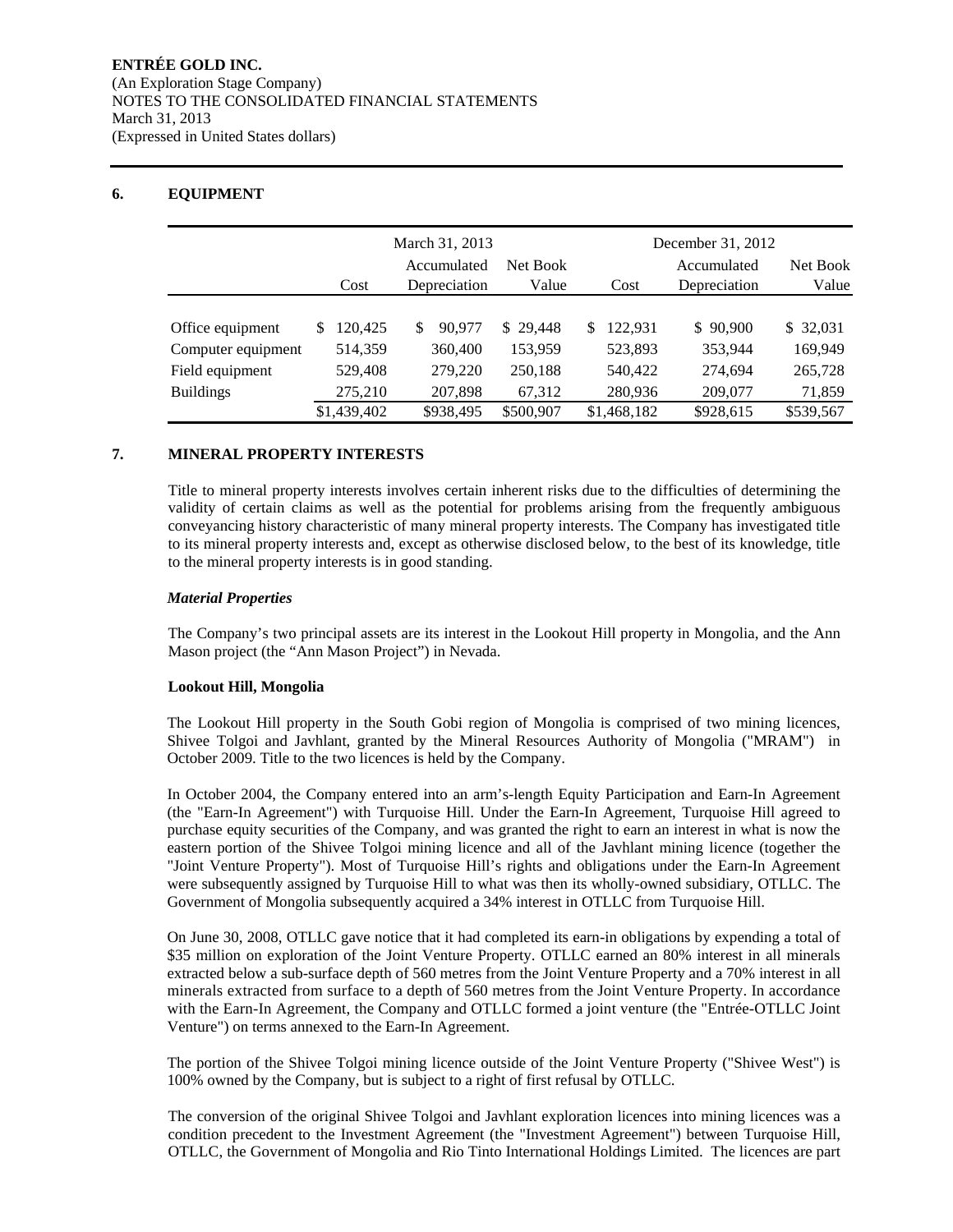## 6. EQUIPMENT

| | March 31, 2013 | | | December 31, 2012 | | |
|---|---|---|---|---|---|---|
| | Cost | Accumulated Depreciation | Net Book Value | Cost | Accumulated Depreciation | Net Book Value |
| Office equipment | $ 120,425 | $ 90,977 | $ 29,448 | $ 122,931 | $ 90,900 | $ 32,031 |
| Computer equipment | 514,359 | 360,400 | 153,959 | 523,893 | 353,944 | 169,949 |
| Field equipment | 529,408 | 279,220 | 250,188 | 540,422 | 274,694 | 265,728 |
| Buildings | 275,210 | 207,898 | 67,312 | 280,936 | 209,077 | 71,859 |
| | $1,439,402 | $938,495 | $500,907 | $1,468,182 | $928,615 | $539,567 |

## 7. MINERAL PROPERTY INTERESTS

Title to mineral property interests involves certain inherent risks due to the difficulties of determining the validity of certain claims as well as the potential for problems arising from the frequently ambiguous conveyancing history characteristic of many mineral property interests. The Company has investigated title to its mineral property interests and, except as otherwise disclosed below, to the best of its knowledge, title to the mineral property interests is in good standing.

***Material Properties***

The Company's two principal assets are its interest in the Lookout Hill property in Mongolia, and the Ann Mason project (the "Ann Mason Project") in Nevada.

**Lookout Hill, Mongolia**

The Lookout Hill property in the South Gobi region of Mongolia is comprised of two mining licences, Shivee Tolgoi and Javhlant, granted by the Mineral Resources Authority of Mongolia ("MRAM") in October 2009. Title to the two licences is held by the Company.

In October 2004, the Company entered into an arm's-length Equity Participation and Earn-In Agreement (the "Earn-In Agreement") with Turquoise Hill. Under the Earn-In Agreement, Turquoise Hill agreed to purchase equity securities of the Company, and was granted the right to earn an interest in what is now the eastern portion of the Shivee Tolgoi mining licence and all of the Javhlant mining licence (together the "Joint Venture Property"). Most of Turquoise Hill's rights and obligations under the Earn-In Agreement were subsequently assigned by Turquoise Hill to what was then its wholly-owned subsidiary, OTLLC. The Government of Mongolia subsequently acquired a 34% interest in OTLLC from Turquoise Hill.

On June 30, 2008, OTLLC gave notice that it had completed its earn-in obligations by expending a total of \$35 million on exploration of the Joint Venture Property. OTLLC earned an 80% interest in all minerals extracted below a sub-surface depth of 560 metres from the Joint Venture Property and a 70% interest in all minerals extracted from surface to a depth of 560 metres from the Joint Venture Property. In accordance with the Earn-In Agreement, the Company and OTLLC formed a joint venture (the "Entrée-OTLLC Joint Venture") on terms annexed to the Earn-In Agreement.

The portion of the Shivee Tolgoi mining licence outside of the Joint Venture Property ("Shivee West") is 100% owned by the Company, but is subject to a right of first refusal by OTLLC.

The conversion of the original Shivee Tolgoi and Javhlant exploration licences into mining licences was a condition precedent to the Investment Agreement (the "Investment Agreement") between Turquoise Hill, OTLLC, the Government of Mongolia and Rio Tinto International Holdings Limited. The licences are part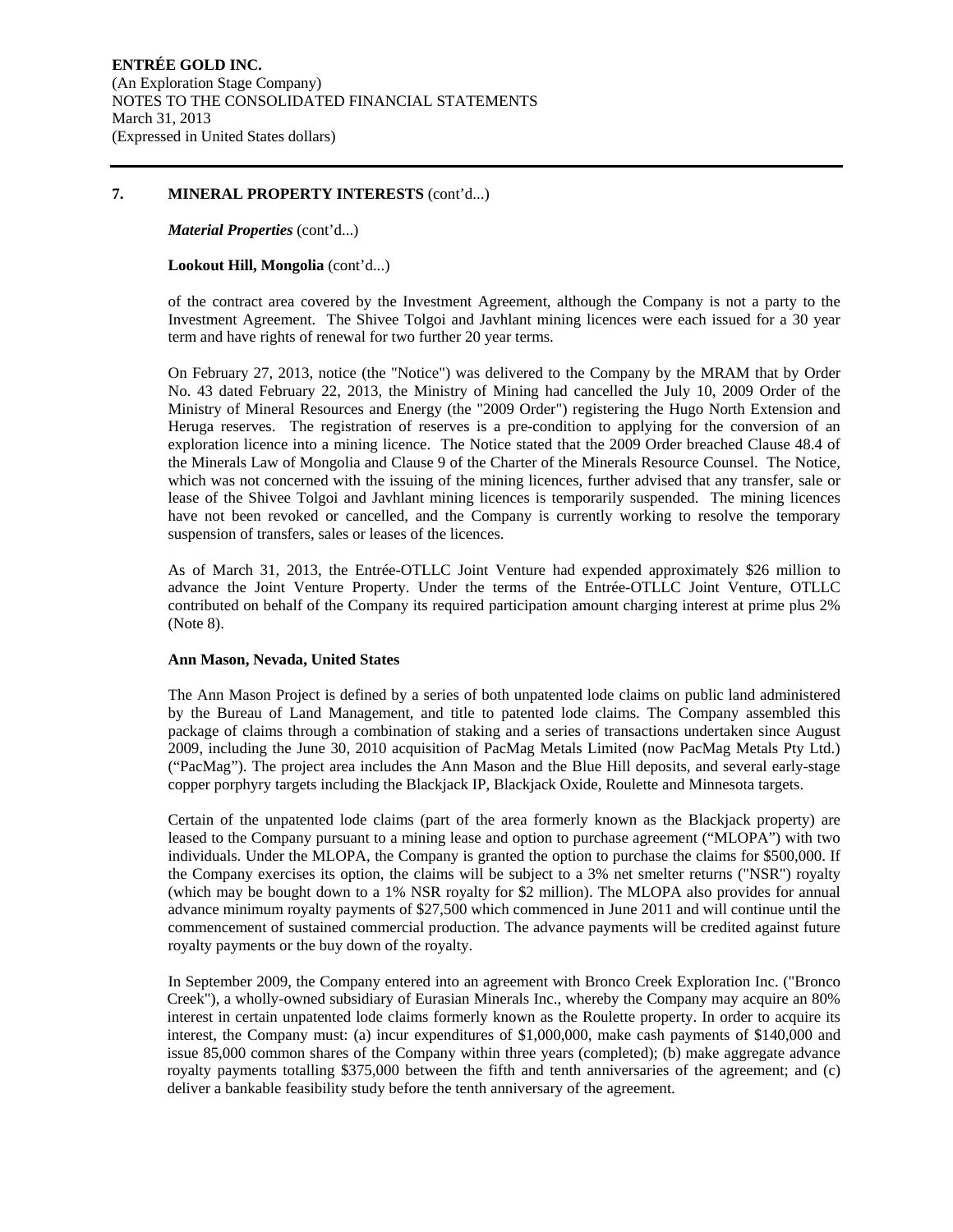## 7. MINERAL PROPERTY INTERESTS (cont'd...)

***Material Properties*** (cont'd...)

**Lookout Hill, Mongolia** (cont'd...)

of the contract area covered by the Investment Agreement, although the Company is not a party to the Investment Agreement. The Shivee Tolgoi and Javhlant mining licences were each issued for a 30 year term and have rights of renewal for two further 20 year terms.

On February 27, 2013, notice (the "Notice") was delivered to the Company by the MRAM that by Order No. 43 dated February 22, 2013, the Ministry of Mining had cancelled the July 10, 2009 Order of the Ministry of Mineral Resources and Energy (the "2009 Order") registering the Hugo North Extension and Heruga reserves. The registration of reserves is a pre-condition to applying for the conversion of an exploration licence into a mining licence. The Notice stated that the 2009 Order breached Clause 48.4 of the Minerals Law of Mongolia and Clause 9 of the Charter of the Minerals Resource Counsel. The Notice, which was not concerned with the issuing of the mining licences, further advised that any transfer, sale or lease of the Shivee Tolgoi and Javhlant mining licences is temporarily suspended. The mining licences have not been revoked or cancelled, and the Company is currently working to resolve the temporary suspension of transfers, sales or leases of the licences.

As of March 31, 2013, the Entrée-OTLLC Joint Venture had expended approximately $26 million to advance the Joint Venture Property. Under the terms of the Entrée-OTLLC Joint Venture, OTLLC contributed on behalf of the Company its required participation amount charging interest at prime plus 2% (Note 8).

**Ann Mason, Nevada, United States**

The Ann Mason Project is defined by a series of both unpatented lode claims on public land administered by the Bureau of Land Management, and title to patented lode claims. The Company assembled this package of claims through a combination of staking and a series of transactions undertaken since August 2009, including the June 30, 2010 acquisition of PacMag Metals Limited (now PacMag Metals Pty Ltd.) ("PacMag"). The project area includes the Ann Mason and the Blue Hill deposits, and several early-stage copper porphyry targets including the Blackjack IP, Blackjack Oxide, Roulette and Minnesota targets.

Certain of the unpatented lode claims (part of the area formerly known as the Blackjack property) are leased to the Company pursuant to a mining lease and option to purchase agreement ("MLOPA") with two individuals. Under the MLOPA, the Company is granted the option to purchase the claims for $500,000. If the Company exercises its option, the claims will be subject to a 3% net smelter returns ("NSR") royalty (which may be bought down to a 1% NSR royalty for $2 million). The MLOPA also provides for annual advance minimum royalty payments of $27,500 which commenced in June 2011 and will continue until the commencement of sustained commercial production. The advance payments will be credited against future royalty payments or the buy down of the royalty.

In September 2009, the Company entered into an agreement with Bronco Creek Exploration Inc. ("Bronco Creek"), a wholly-owned subsidiary of Eurasian Minerals Inc., whereby the Company may acquire an 80% interest in certain unpatented lode claims formerly known as the Roulette property. In order to acquire its interest, the Company must: (a) incur expenditures of $1,000,000, make cash payments of $140,000 and issue 85,000 common shares of the Company within three years (completed); (b) make aggregate advance royalty payments totalling $375,000 between the fifth and tenth anniversaries of the agreement; and (c) deliver a bankable feasibility study before the tenth anniversary of the agreement.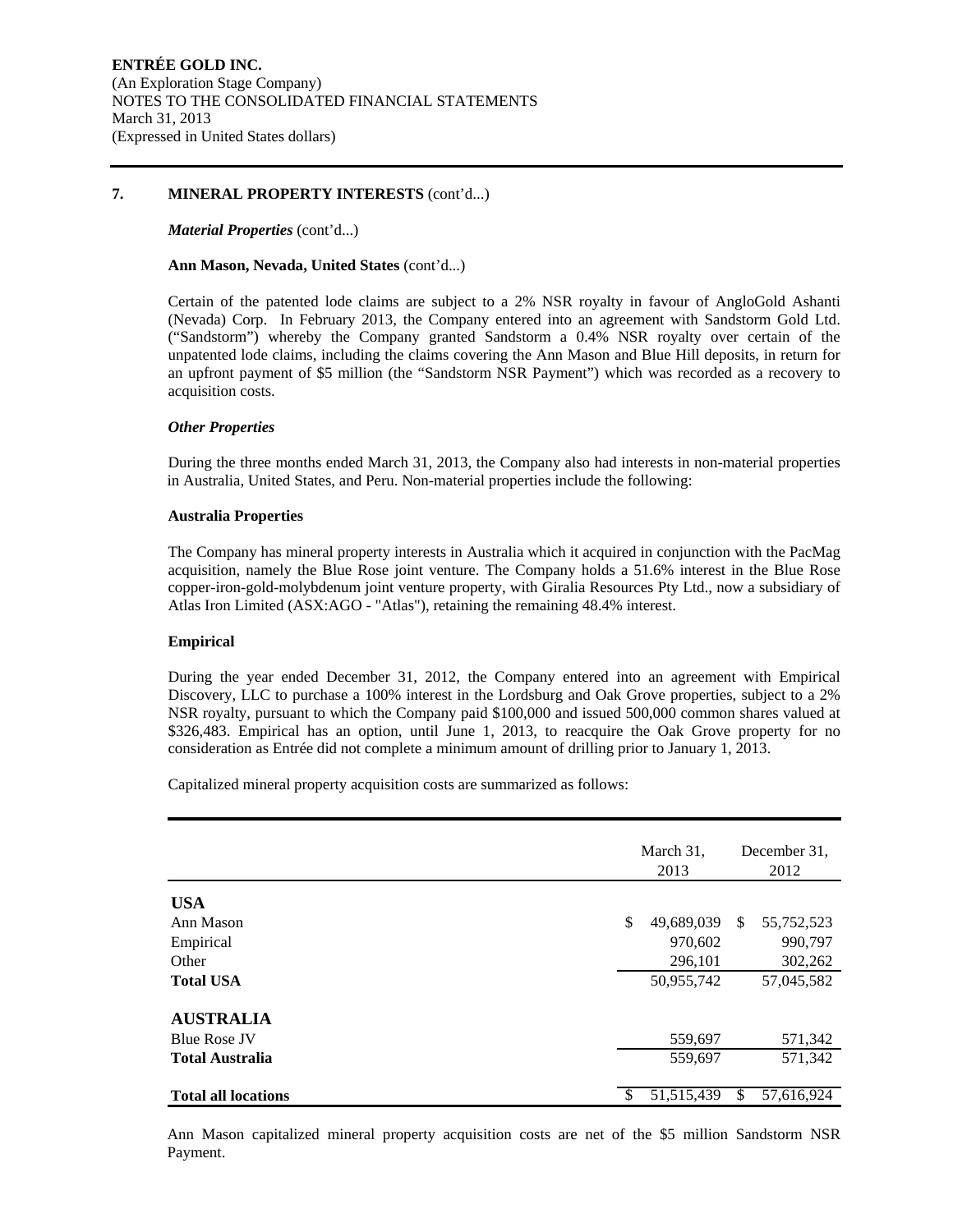## 7. MINERAL PROPERTY INTERESTS (cont'd...)

***Material Properties*** (cont'd...)

**Ann Mason, Nevada, United States** (cont'd...)

Certain of the patented lode claims are subject to a 2% NSR royalty in favour of AngloGold Ashanti (Nevada) Corp. In February 2013, the Company entered into an agreement with Sandstorm Gold Ltd. ("Sandstorm") whereby the Company granted Sandstorm a 0.4% NSR royalty over certain of the unpatented lode claims, including the claims covering the Ann Mason and Blue Hill deposits, in return for an upfront payment of $5 million (the "Sandstorm NSR Payment") which was recorded as a recovery to acquisition costs.

***Other Properties***

During the three months ended March 31, 2013, the Company also had interests in non-material properties in Australia, United States, and Peru. Non-material properties include the following:

**Australia Properties**

The Company has mineral property interests in Australia which it acquired in conjunction with the PacMag acquisition, namely the Blue Rose joint venture. The Company holds a 51.6% interest in the Blue Rose copper-iron-gold-molybdenum joint venture property, with Giralia Resources Pty Ltd., now a subsidiary of Atlas Iron Limited (ASX:AGO - "Atlas"), retaining the remaining 48.4% interest.

**Empirical**

During the year ended December 31, 2012, the Company entered into an agreement with Empirical Discovery, LLC to purchase a 100% interest in the Lordsburg and Oak Grove properties, subject to a 2% NSR royalty, pursuant to which the Company paid $100,000 and issued 500,000 common shares valued at $326,483. Empirical has an option, until June 1, 2013, to reacquire the Oak Grove property for no consideration as Entrée did not complete a minimum amount of drilling prior to January 1, 2013.

Capitalized mineral property acquisition costs are summarized as follows:

| | March 31, 2013 | December 31, 2012 |
|---|---|---|
| **USA** | | |
| Ann Mason | $ 49,689,039 | $ 55,752,523 |
| Empirical | 970,602 | 990,797 |
| Other | 296,101 | 302,262 |
| **Total USA** | 50,955,742 | 57,045,582 |
| **AUSTRALIA** | | |
| Blue Rose JV | 559,697 | 571,342 |
| **Total Australia** | 559,697 | 571,342 |
| **Total all locations** | $ 51,515,439 | $ 57,616,924 |

Ann Mason capitalized mineral property acquisition costs are net of the $5 million Sandstorm NSR Payment.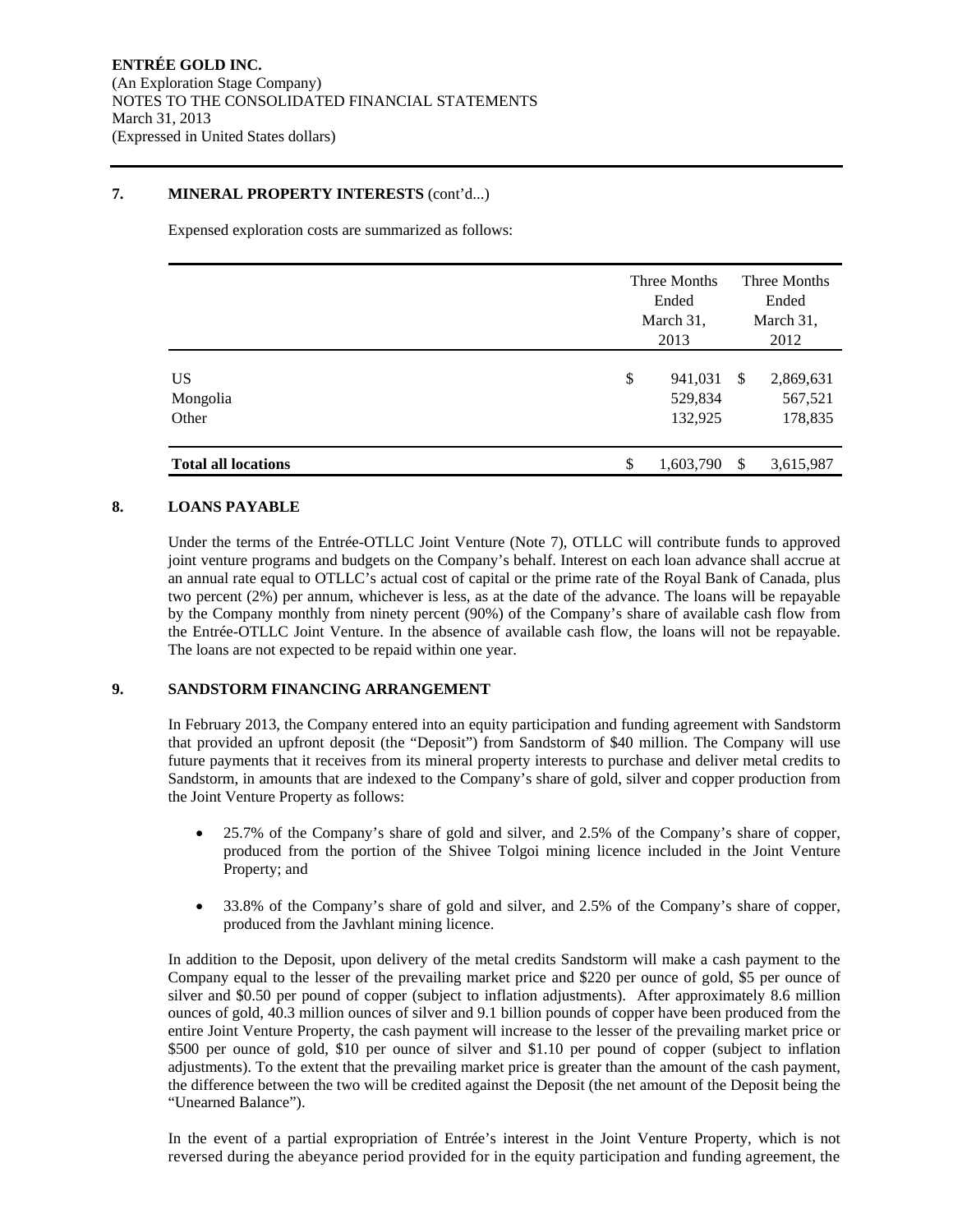ENTRÉE GOLD INC.
(An Exploration Stage Company)
NOTES TO THE CONSOLIDATED FINANCIAL STATEMENTS
March 31, 2013
(Expressed in United States dollars)

## 7. MINERAL PROPERTY INTERESTS (cont'd...)

Expensed exploration costs are summarized as follows:

| | Three Months Ended March 31, 2013 | Three Months Ended March 31, 2012 |
|---|---|---|
| US | $ 941,031 | $ 2,869,631 |
| Mongolia | 529,834 | 567,521 |
| Other | 132,925 | 178,835 |
| **Total all locations** | $ 1,603,790 | $ 3,615,987 |

## 8. LOANS PAYABLE

Under the terms of the Entrée-OTLLC Joint Venture (Note 7), OTLLC will contribute funds to approved joint venture programs and budgets on the Company's behalf. Interest on each loan advance shall accrue at an annual rate equal to OTLLC's actual cost of capital or the prime rate of the Royal Bank of Canada, plus two percent (2%) per annum, whichever is less, as at the date of the advance. The loans will be repayable by the Company monthly from ninety percent (90%) of the Company's share of available cash flow from the Entrée-OTLLC Joint Venture. In the absence of available cash flow, the loans will not be repayable. The loans are not expected to be repaid within one year.

## 9. SANDSTORM FINANCING ARRANGEMENT

In February 2013, the Company entered into an equity participation and funding agreement with Sandstorm that provided an upfront deposit (the "Deposit") from Sandstorm of $40 million. The Company will use future payments that it receives from its mineral property interests to purchase and deliver metal credits to Sandstorm, in amounts that are indexed to the Company's share of gold, silver and copper production from the Joint Venture Property as follows:

- 25.7% of the Company's share of gold and silver, and 2.5% of the Company's share of copper, produced from the portion of the Shivee Tolgoi mining licence included in the Joint Venture Property; and
- 33.8% of the Company's share of gold and silver, and 2.5% of the Company's share of copper, produced from the Javhlant mining licence.

In addition to the Deposit, upon delivery of the metal credits Sandstorm will make a cash payment to the Company equal to the lesser of the prevailing market price and $220 per ounce of gold, $5 per ounce of silver and $0.50 per pound of copper (subject to inflation adjustments). After approximately 8.6 million ounces of gold, 40.3 million ounces of silver and 9.1 billion pounds of copper have been produced from the entire Joint Venture Property, the cash payment will increase to the lesser of the prevailing market price or $500 per ounce of gold, $10 per ounce of silver and $1.10 per pound of copper (subject to inflation adjustments). To the extent that the prevailing market price is greater than the amount of the cash payment, the difference between the two will be credited against the Deposit (the net amount of the Deposit being the "Unearned Balance").

In the event of a partial expropriation of Entrée's interest in the Joint Venture Property, which is not reversed during the abeyance period provided for in the equity participation and funding agreement, the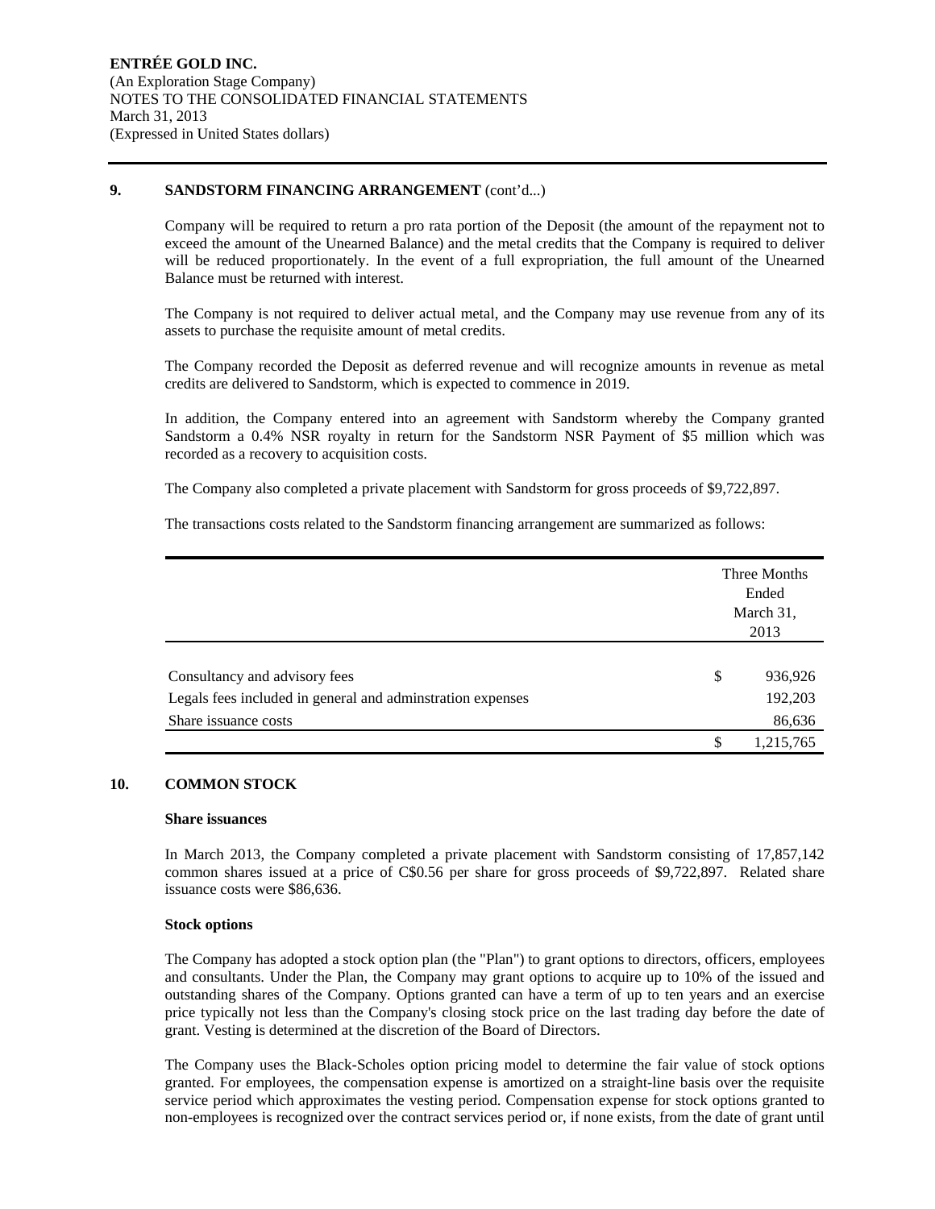ENTRÉE GOLD INC.
(An Exploration Stage Company)
NOTES TO THE CONSOLIDATED FINANCIAL STATEMENTS
March 31, 2013
(Expressed in United States dollars)

## 9. SANDSTORM FINANCING ARRANGEMENT (cont'd...)

Company will be required to return a pro rata portion of the Deposit (the amount of the repayment not to exceed the amount of the Unearned Balance) and the metal credits that the Company is required to deliver will be reduced proportionately. In the event of a full expropriation, the full amount of the Unearned Balance must be returned with interest.

The Company is not required to deliver actual metal, and the Company may use revenue from any of its assets to purchase the requisite amount of metal credits.

The Company recorded the Deposit as deferred revenue and will recognize amounts in revenue as metal credits are delivered to Sandstorm, which is expected to commence in 2019.

In addition, the Company entered into an agreement with Sandstorm whereby the Company granted Sandstorm a 0.4% NSR royalty in return for the Sandstorm NSR Payment of $5 million which was recorded as a recovery to acquisition costs.

The Company also completed a private placement with Sandstorm for gross proceeds of $9,722,897.

The transactions costs related to the Sandstorm financing arrangement are summarized as follows:

| | | Three Months Ended March 31, 2013 |
|---|---|---|
| Consultancy and advisory fees | $ | 936,926 |
| Legals fees included in general and adminstration expenses | | 192,203 |
| Share issuance costs | | 86,636 |
| | $ | 1,215,765 |

## 10. COMMON STOCK

### Share issuances

In March 2013, the Company completed a private placement with Sandstorm consisting of 17,857,142 common shares issued at a price of C$0.56 per share for gross proceeds of $9,722,897. Related share issuance costs were $86,636.

### Stock options

The Company has adopted a stock option plan (the "Plan") to grant options to directors, officers, employees and consultants. Under the Plan, the Company may grant options to acquire up to 10% of the issued and outstanding shares of the Company. Options granted can have a term of up to ten years and an exercise price typically not less than the Company's closing stock price on the last trading day before the date of grant. Vesting is determined at the discretion of the Board of Directors.

The Company uses the Black-Scholes option pricing model to determine the fair value of stock options granted. For employees, the compensation expense is amortized on a straight-line basis over the requisite service period which approximates the vesting period. Compensation expense for stock options granted to non-employees is recognized over the contract services period or, if none exists, from the date of grant until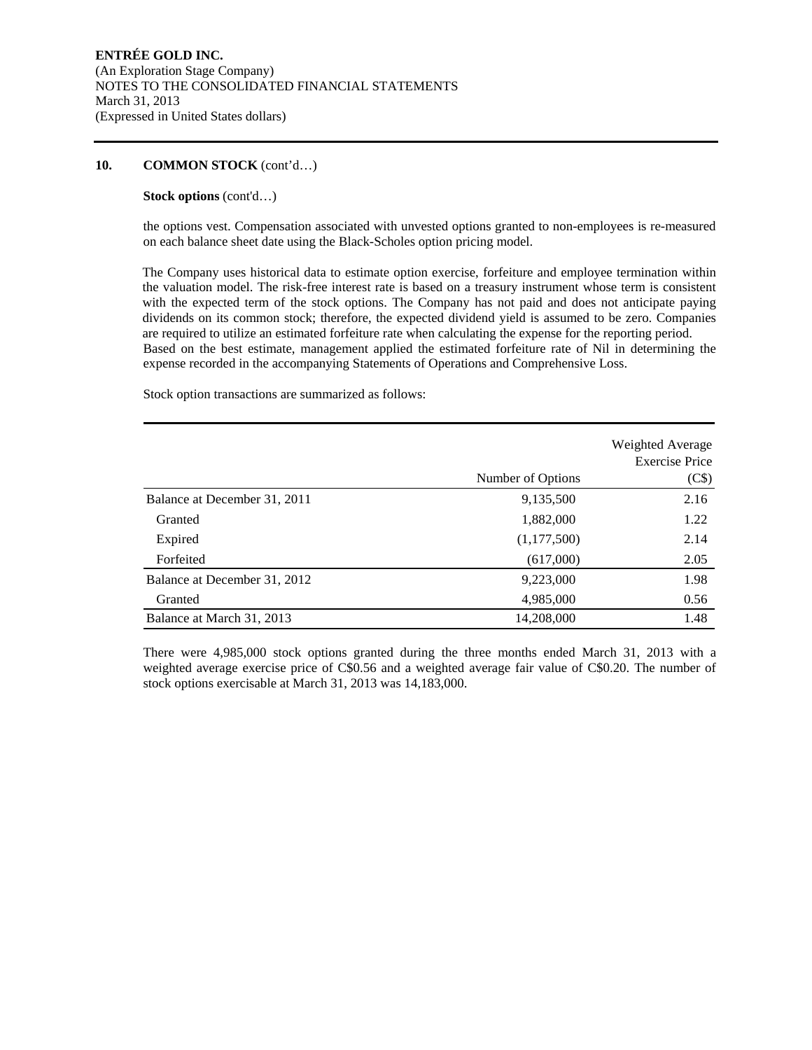## 10. COMMON STOCK (cont'd…)

**Stock options** (cont'd…)

the options vest. Compensation associated with unvested options granted to non-employees is re-measured on each balance sheet date using the Black-Scholes option pricing model.

The Company uses historical data to estimate option exercise, forfeiture and employee termination within the valuation model. The risk-free interest rate is based on a treasury instrument whose term is consistent with the expected term of the stock options. The Company has not paid and does not anticipate paying dividends on its common stock; therefore, the expected dividend yield is assumed to be zero. Companies are required to utilize an estimated forfeiture rate when calculating the expense for the reporting period. Based on the best estimate, management applied the estimated forfeiture rate of Nil in determining the expense recorded in the accompanying Statements of Operations and Comprehensive Loss.

Stock option transactions are summarized as follows:

| | Number of Options | Weighted Average Exercise Price (C$) |
|---|---|---|
| Balance at December 31, 2011 | 9,135,500 | 2.16 |
| Granted | 1,882,000 | 1.22 |
| Expired | (1,177,500) | 2.14 |
| Forfeited | (617,000) | 2.05 |
| Balance at December 31, 2012 | 9,223,000 | 1.98 |
| Granted | 4,985,000 | 0.56 |
| Balance at March 31, 2013 | 14,208,000 | 1.48 |

There were 4,985,000 stock options granted during the three months ended March 31, 2013 with a weighted average exercise price of C$0.56 and a weighted average fair value of C$0.20. The number of stock options exercisable at March 31, 2013 was 14,183,000.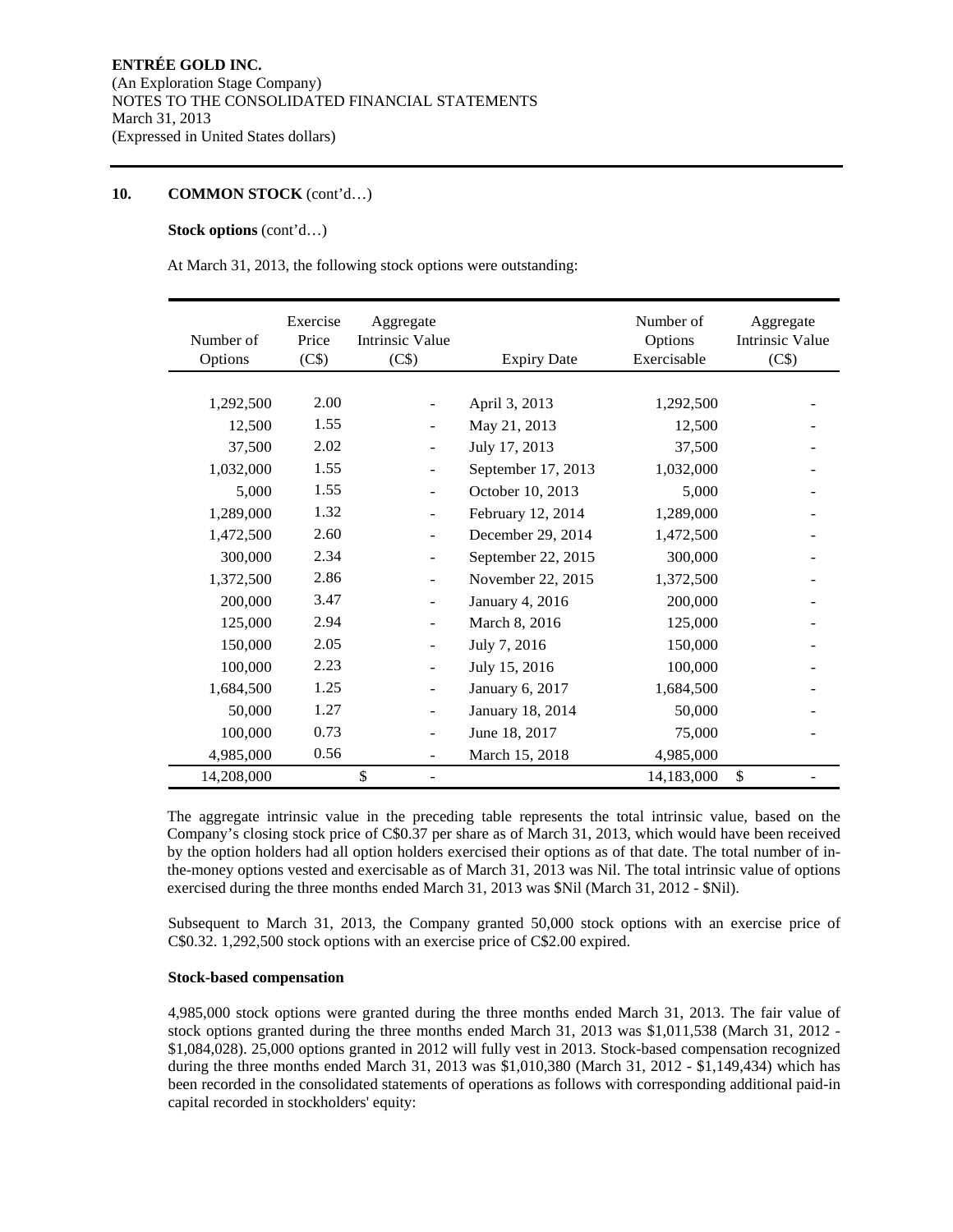**ENTRÉE GOLD INC.**
(An Exploration Stage Company)
NOTES TO THE CONSOLIDATED FINANCIAL STATEMENTS
March 31, 2013
(Expressed in United States dollars)

## 10. COMMON STOCK (cont'd…)

**Stock options** (cont'd…)

At March 31, 2013, the following stock options were outstanding:

| Number of Options | Exercise Price (C$) | Aggregate Intrinsic Value (C$) | Expiry Date | Number of Options Exercisable | Aggregate Intrinsic Value (C$) |
|---|---|---|---|---|---|
| 1,292,500 | 2.00 | - | April 3, 2013 | 1,292,500 | - |
| 12,500 | 1.55 | - | May 21, 2013 | 12,500 | - |
| 37,500 | 2.02 | - | July 17, 2013 | 37,500 | - |
| 1,032,000 | 1.55 | - | September 17, 2013 | 1,032,000 | - |
| 5,000 | 1.55 | - | October 10, 2013 | 5,000 | - |
| 1,289,000 | 1.32 | - | February 12, 2014 | 1,289,000 | - |
| 1,472,500 | 2.60 | - | December 29, 2014 | 1,472,500 | - |
| 300,000 | 2.34 | - | September 22, 2015 | 300,000 | - |
| 1,372,500 | 2.86 | - | November 22, 2015 | 1,372,500 | - |
| 200,000 | 3.47 | - | January 4, 2016 | 200,000 | - |
| 125,000 | 2.94 | - | March 8, 2016 | 125,000 | - |
| 150,000 | 2.05 | - | July 7, 2016 | 150,000 | - |
| 100,000 | 2.23 | - | July 15, 2016 | 100,000 | - |
| 1,684,500 | 1.25 | - | January 6, 2017 | 1,684,500 | - |
| 50,000 | 1.27 | - | January 18, 2014 | 50,000 | - |
| 100,000 | 0.73 | - | June 18, 2017 | 75,000 | - |
| 4,985,000 | 0.56 | - | March 15, 2018 | 4,985,000 | |
| 14,208,000 | | $ - | | 14,183,000 | $ - |

The aggregate intrinsic value in the preceding table represents the total intrinsic value, based on the Company's closing stock price of C$0.37 per share as of March 31, 2013, which would have been received by the option holders had all option holders exercised their options as of that date. The total number of in-the-money options vested and exercisable as of March 31, 2013 was Nil. The total intrinsic value of options exercised during the three months ended March 31, 2013 was $Nil (March 31, 2012 - $Nil).

Subsequent to March 31, 2013, the Company granted 50,000 stock options with an exercise price of C$0.32. 1,292,500 stock options with an exercise price of C$2.00 expired.

**Stock-based compensation**

4,985,000 stock options were granted during the three months ended March 31, 2013. The fair value of stock options granted during the three months ended March 31, 2013 was $1,011,538 (March 31, 2012 - $1,084,028). 25,000 options granted in 2012 will fully vest in 2013. Stock-based compensation recognized during the three months ended March 31, 2013 was $1,010,380 (March 31, 2012 - $1,149,434) which has been recorded in the consolidated statements of operations as follows with corresponding additional paid-in capital recorded in stockholders' equity: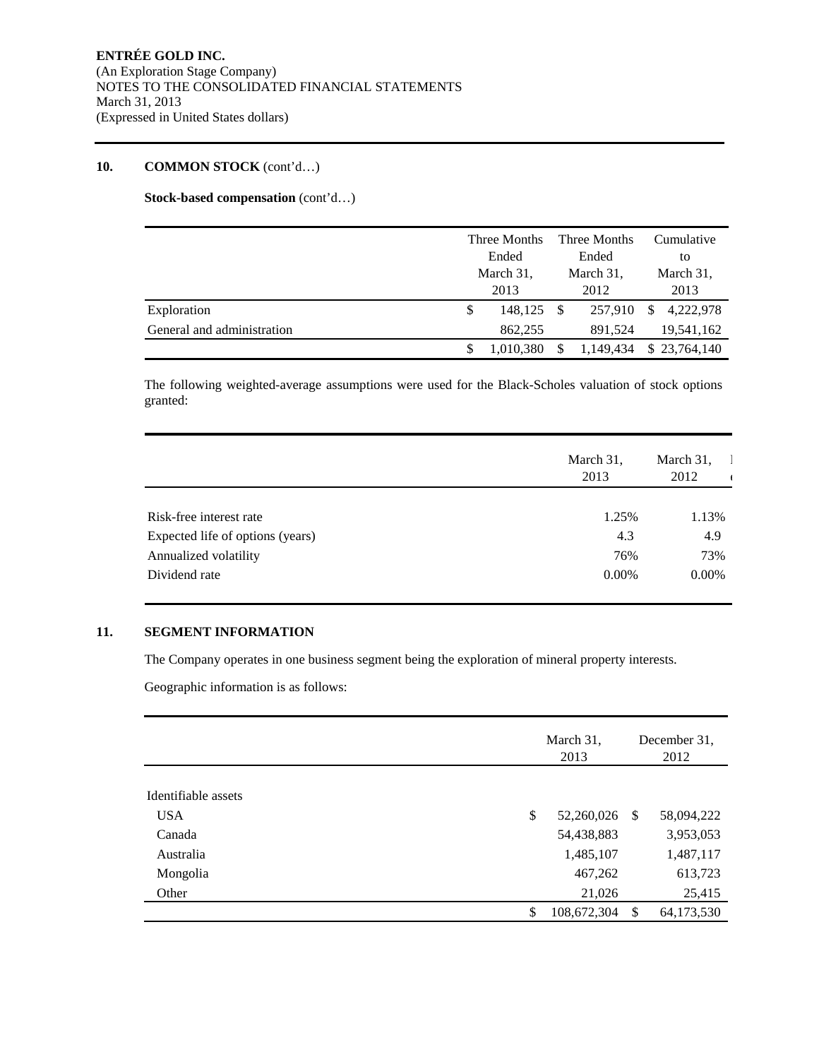ENTRÉE GOLD INC.
(An Exploration Stage Company)
NOTES TO THE CONSOLIDATED FINANCIAL STATEMENTS
March 31, 2013
(Expressed in United States dollars)

## 10. COMMON STOCK (cont'd…)

**Stock-based compensation** (cont'd…)

| | Three Months Ended March 31, 2013 | Three Months Ended March 31, 2012 | Cumulative to March 31, 2013 |
|---|---|---|---|
| Exploration | $ 148,125 | $ 257,910 | $ 4,222,978 |
| General and administration | 862,255 | 891,524 | 19,541,162 |
| | $ 1,010,380 | $ 1,149,434 | $ 23,764,140 |

The following weighted-average assumptions were used for the Black-Scholes valuation of stock options granted:

| | March 31, 2013 | March 31, 2012 |
|---|---|---|
| Risk-free interest rate | 1.25% | 1.13% |
| Expected life of options (years) | 4.3 | 4.9 |
| Annualized volatility | 76% | 73% |
| Dividend rate | 0.00% | 0.00% |

## 11. SEGMENT INFORMATION

The Company operates in one business segment being the exploration of mineral property interests.

Geographic information is as follows:

| | March 31, 2013 | December 31, 2012 |
|---|---|---|
| Identifiable assets | | |
| USA | $ 52,260,026 | $ 58,094,222 |
| Canada | 54,438,883 | 3,953,053 |
| Australia | 1,485,107 | 1,487,117 |
| Mongolia | 467,262 | 613,723 |
| Other | 21,026 | 25,415 |
| | $ 108,672,304 | $ 64,173,530 |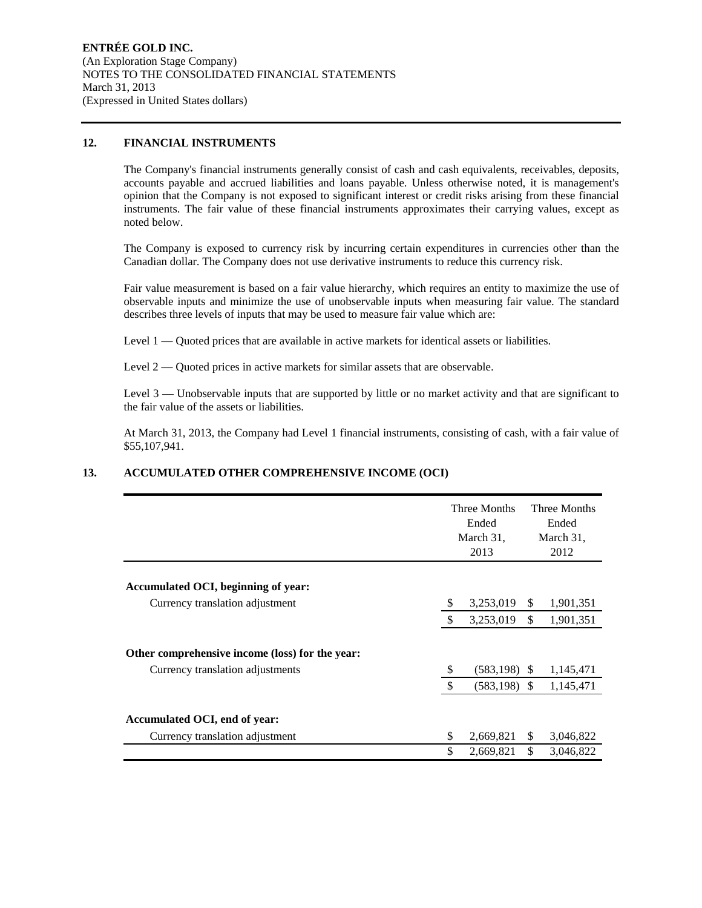**ENTRÉE GOLD INC.**
(An Exploration Stage Company)
NOTES TO THE CONSOLIDATED FINANCIAL STATEMENTS
March 31, 2013
(Expressed in United States dollars)

## 12. FINANCIAL INSTRUMENTS

The Company's financial instruments generally consist of cash and cash equivalents, receivables, deposits, accounts payable and accrued liabilities and loans payable. Unless otherwise noted, it is management's opinion that the Company is not exposed to significant interest or credit risks arising from these financial instruments. The fair value of these financial instruments approximates their carrying values, except as noted below.

The Company is exposed to currency risk by incurring certain expenditures in currencies other than the Canadian dollar. The Company does not use derivative instruments to reduce this currency risk.

Fair value measurement is based on a fair value hierarchy, which requires an entity to maximize the use of observable inputs and minimize the use of unobservable inputs when measuring fair value. The standard describes three levels of inputs that may be used to measure fair value which are:

Level 1 — Quoted prices that are available in active markets for identical assets or liabilities.

Level 2 — Quoted prices in active markets for similar assets that are observable.

Level 3 — Unobservable inputs that are supported by little or no market activity and that are significant to the fair value of the assets or liabilities.

At March 31, 2013, the Company had Level 1 financial instruments, consisting of cash, with a fair value of $55,107,941.

## 13. ACCUMULATED OTHER COMPREHENSIVE INCOME (OCI)

| | Three Months Ended March 31, 2013 | Three Months Ended March 31, 2012 |
|---|---|---|
| **Accumulated OCI, beginning of year:** | | |
| Currency translation adjustment | $ 3,253,019 | $ 1,901,351 |
| | $ 3,253,019 | $ 1,901,351 |
| **Other comprehensive income (loss) for the year:** | | |
| Currency translation adjustments | $ (583,198) | $ 1,145,471 |
| | $ (583,198) | $ 1,145,471 |
| **Accumulated OCI, end of year:** | | |
| Currency translation adjustment | $ 2,669,821 | $ 3,046,822 |
| | $ 2,669,821 | $ 3,046,822 |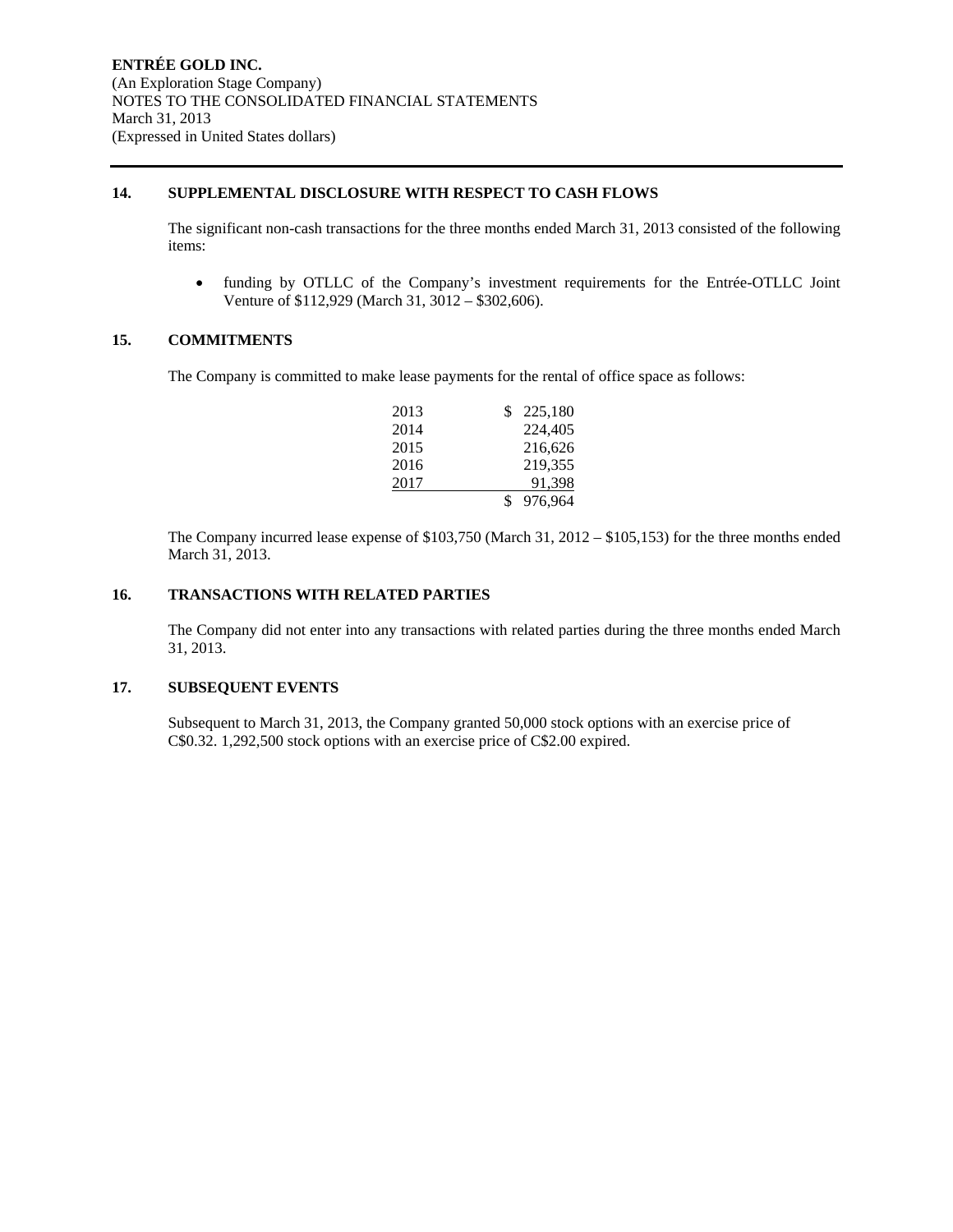**ENTRÉE GOLD INC.**
(An Exploration Stage Company)
NOTES TO THE CONSOLIDATED FINANCIAL STATEMENTS
March 31, 2013
(Expressed in United States dollars)

## 14. SUPPLEMENTAL DISCLOSURE WITH RESPECT TO CASH FLOWS

The significant non-cash transactions for the three months ended March 31, 2013 consisted of the following items:

- funding by OTLLC of the Company's investment requirements for the Entrée-OTLLC Joint Venture of $112,929 (March 31, 3012 – $302,606).

## 15. COMMITMENTS

The Company is committed to make lease payments for the rental of office space as follows:

| | |
|---|---|
| 2013 | $ 225,180 |
| 2014 | 224,405 |
| 2015 | 216,626 |
| 2016 | 219,355 |
| 2017 | 91,398 |
| | $ 976,964 |

The Company incurred lease expense of $103,750 (March 31, 2012 – $105,153) for the three months ended March 31, 2013.

## 16. TRANSACTIONS WITH RELATED PARTIES

The Company did not enter into any transactions with related parties during the three months ended March 31, 2013.

## 17. SUBSEQUENT EVENTS

Subsequent to March 31, 2013, the Company granted 50,000 stock options with an exercise price of C$0.32. 1,292,500 stock options with an exercise price of C$2.00 expired.